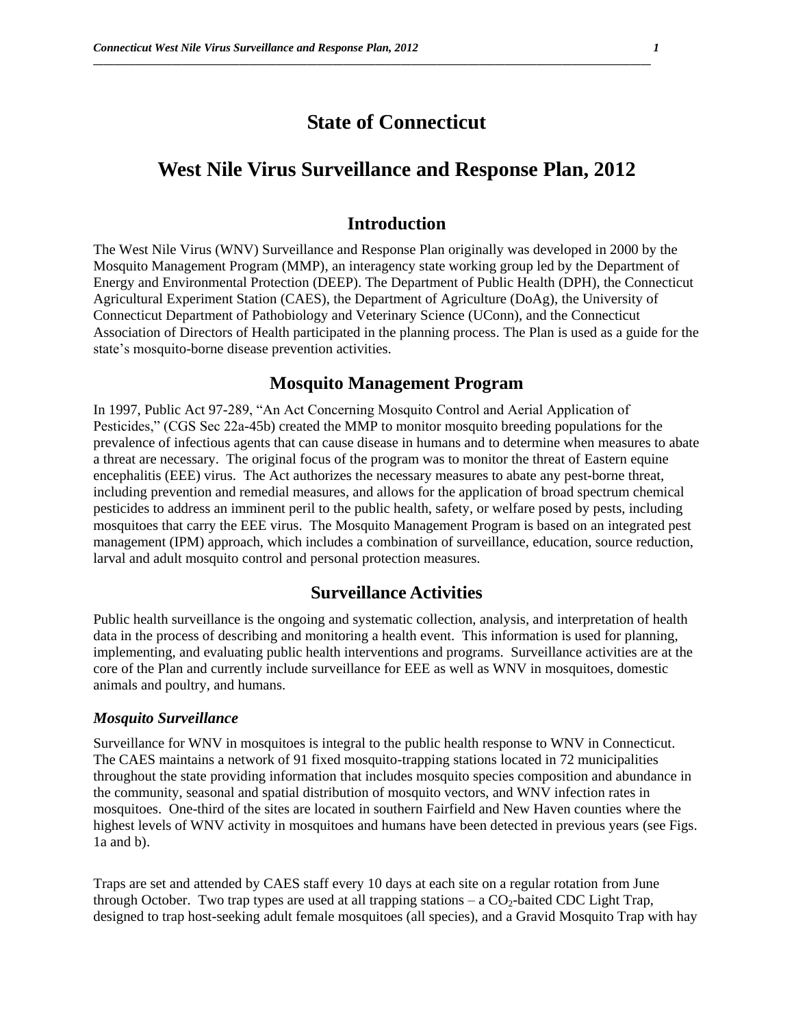# State of Connecticut

# West Nile Virus Surveillance and Response Plan, 2012

## Introduction

The West Nile Virus (WNV) Surveillance and Response Plan originally was developed in 2000 by the Mosquito Management Program (MMP), an interagency state working group led by the Department of Energy and Environmental Protection (DEEP). The Department of Public Health (DPH), the Connecticut Agricultural Experiment Station (CAES), the Department of Agriculture (DoAg), the University of Connecticut Department of Pathobiology and Veterinary Science (UConn), and the Connecticut Association of Directors of Health participated in the planning process. The Plan is used as a guide for the state's mosquito-borne disease prevention activities.

## Mosquito Management Program

In 1997, Public Act 97-289, "An Act Concerning Mosquito Control and Aerial Application of Pesticides," (CGS Sec 22a-45b) created the MMP to monitor mosquito breeding populations for the prevalence of infectious agents that can cause disease in humans and to determine when measures to abate a threat are necessary. The original focus of the program was to monitor the threat of Eastern equine encephalitis (EEE) virus. The Act authorizes the necessary measures to abate any pest-borne threat, including prevention and remedial measures, and allows for the application of broad spectrum chemical pesticides to address an imminent peril to the public health, safety, or welfare posed by pests, including mosquitoes that carry the EEE virus. The Mosquito Management Program is based on an integrated pest management (IPM) approach, which includes a combination of surveillance, education, source reduction, larval and adult mosquito control and personal protection measures.

## Surveillance Activities

Public health surveillance is the ongoing and systematic collection, analysis, and interpretation of health data in the process of describing and monitoring a health event. This information is used for planning, implementing, and evaluating public health interventions and programs. Surveillance activities are at the core of the Plan and currently include surveillance for EEE as well as WNV in mosquitoes, domestic animals and poultry, and humans.

### *Mosquito Surveillance*

Surveillance for WNV in mosquitoes is integral to the public health response to WNV in Connecticut. The CAES maintains a network of 91 fixed mosquito-trapping stations located in 72 municipalities throughout the state providing information that includes mosquito species composition and abundance in the community, seasonal and spatial distribution of mosquito vectors, and WNV infection rates in mosquitoes. One-third of the sites are located in southern Fairfield and New Haven counties where the highest levels of WNV activity in mosquitoes and humans have been detected in previous years (see Figs. 1a and b).

Traps are set and attended by CAES staff every 10 days at each site on a regular rotation from June through October. Two trap types are used at all trapping stations – a $CO_2$-baited CDC Light Trap, designed to trap host-seeking adult female mosquitoes (all species), and a Gravid Mosquito Trap with hay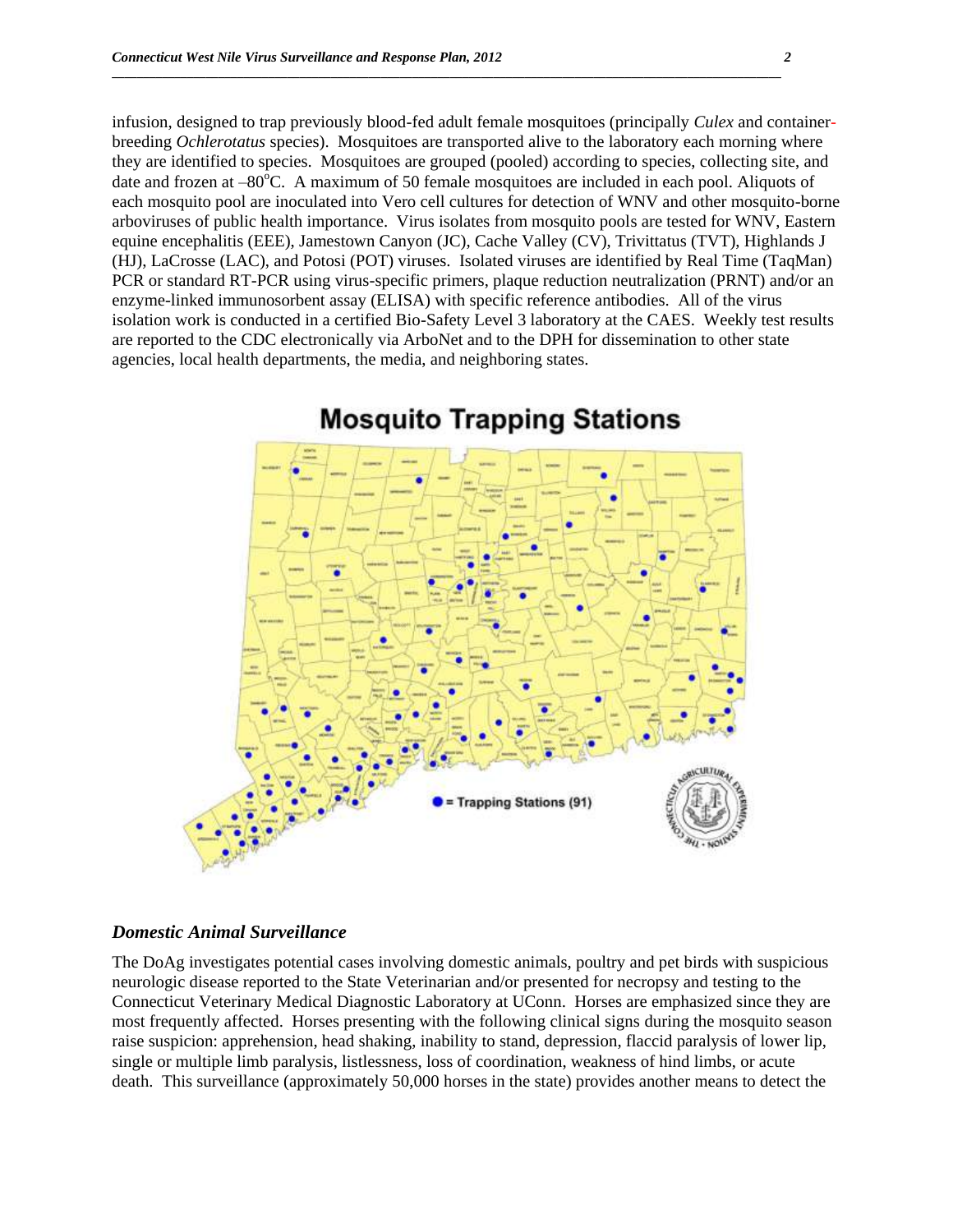infusion, designed to trap previously blood-fed adult female mosquitoes (principally *Culex* and container-breeding *Ochlerotatus* species). Mosquitoes are transported alive to the laboratory each morning where they are identified to species. Mosquitoes are grouped (pooled) according to species, collecting site, and date and frozen at –80°C. A maximum of 50 female mosquitoes are included in each pool. Aliquots of each mosquito pool are inoculated into Vero cell cultures for detection of WNV and other mosquito-borne arboviruses of public health importance. Virus isolates from mosquito pools are tested for WNV, Eastern equine encephalitis (EEE), Jamestown Canyon (JC), Cache Valley (CV), Trivittatus (TVT), Highlands J (HJ), LaCrosse (LAC), and Potosi (POT) viruses. Isolated viruses are identified by Real Time (TaqMan) PCR or standard RT-PCR using virus-specific primers, plaque reduction neutralization (PRNT) and/or an enzyme-linked immunosorbent assay (ELISA) with specific reference antibodies. All of the virus isolation work is conducted in a certified Bio-Safety Level 3 laboratory at the CAES. Weekly test results are reported to the CDC electronically via ArboNet and to the DPH for dissemination to other state agencies, local health departments, the media, and neighboring states.

**Mosquito Trapping Stations**

● = Trapping Stations (91)

### *Domestic Animal Surveillance*

The DoAg investigates potential cases involving domestic animals, poultry and pet birds with suspicious neurologic disease reported to the State Veterinarian and/or presented for necropsy and testing to the Connecticut Veterinary Medical Diagnostic Laboratory at UConn. Horses are emphasized since they are most frequently affected. Horses presenting with the following clinical signs during the mosquito season raise suspicion: apprehension, head shaking, inability to stand, depression, flaccid paralysis of lower lip, single or multiple limb paralysis, listlessness, loss of coordination, weakness of hind limbs, or acute death. This surveillance (approximately 50,000 horses in the state) provides another means to detect the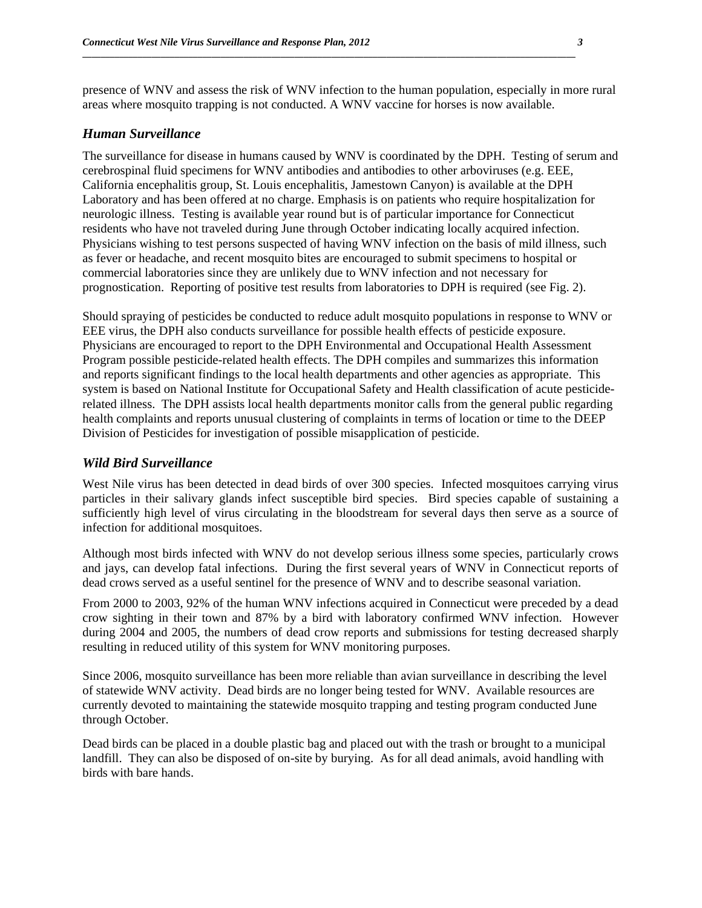presence of WNV and assess the risk of WNV infection to the human population, especially in more rural areas where mosquito trapping is not conducted. A WNV vaccine for horses is now available.

### *Human Surveillance*

The surveillance for disease in humans caused by WNV is coordinated by the DPH. Testing of serum and cerebrospinal fluid specimens for WNV antibodies and antibodies to other arboviruses (e.g. EEE, California encephalitis group, St. Louis encephalitis, Jamestown Canyon) is available at the DPH Laboratory and has been offered at no charge. Emphasis is on patients who require hospitalization for neurologic illness. Testing is available year round but is of particular importance for Connecticut residents who have not traveled during June through October indicating locally acquired infection. Physicians wishing to test persons suspected of having WNV infection on the basis of mild illness, such as fever or headache, and recent mosquito bites are encouraged to submit specimens to hospital or commercial laboratories since they are unlikely due to WNV infection and not necessary for prognostication. Reporting of positive test results from laboratories to DPH is required (see Fig. 2).

Should spraying of pesticides be conducted to reduce adult mosquito populations in response to WNV or EEE virus, the DPH also conducts surveillance for possible health effects of pesticide exposure. Physicians are encouraged to report to the DPH Environmental and Occupational Health Assessment Program possible pesticide-related health effects. The DPH compiles and summarizes this information and reports significant findings to the local health departments and other agencies as appropriate. This system is based on National Institute for Occupational Safety and Health classification of acute pesticide-related illness. The DPH assists local health departments monitor calls from the general public regarding health complaints and reports unusual clustering of complaints in terms of location or time to the DEEP Division of Pesticides for investigation of possible misapplication of pesticide.

### *Wild Bird Surveillance*

West Nile virus has been detected in dead birds of over 300 species. Infected mosquitoes carrying virus particles in their salivary glands infect susceptible bird species. Bird species capable of sustaining a sufficiently high level of virus circulating in the bloodstream for several days then serve as a source of infection for additional mosquitoes.

Although most birds infected with WNV do not develop serious illness some species, particularly crows and jays, can develop fatal infections. During the first several years of WNV in Connecticut reports of dead crows served as a useful sentinel for the presence of WNV and to describe seasonal variation.

From 2000 to 2003, 92% of the human WNV infections acquired in Connecticut were preceded by a dead crow sighting in their town and 87% by a bird with laboratory confirmed WNV infection. However during 2004 and 2005, the numbers of dead crow reports and submissions for testing decreased sharply resulting in reduced utility of this system for WNV monitoring purposes.

Since 2006, mosquito surveillance has been more reliable than avian surveillance in describing the level of statewide WNV activity. Dead birds are no longer being tested for WNV. Available resources are currently devoted to maintaining the statewide mosquito trapping and testing program conducted June through October.

Dead birds can be placed in a double plastic bag and placed out with the trash or brought to a municipal landfill. They can also be disposed of on-site by burying. As for all dead animals, avoid handling with birds with bare hands.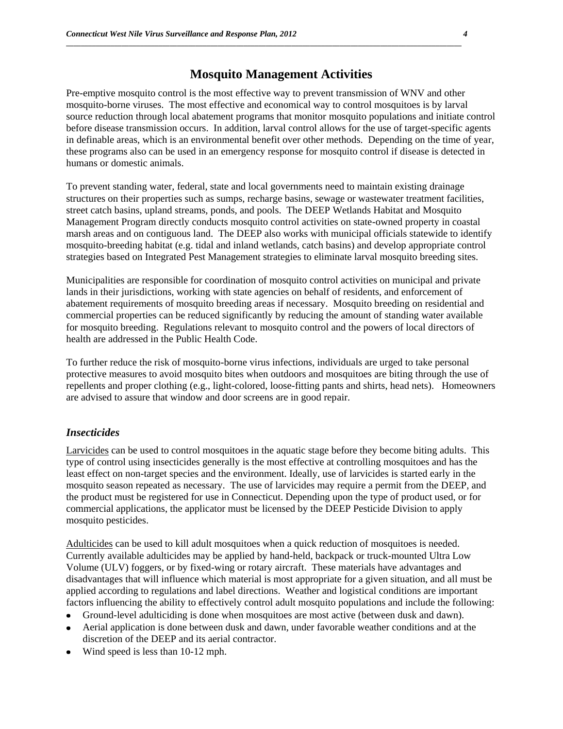# Mosquito Management Activities

Pre-emptive mosquito control is the most effective way to prevent transmission of WNV and other mosquito-borne viruses. The most effective and economical way to control mosquitoes is by larval source reduction through local abatement programs that monitor mosquito populations and initiate control before disease transmission occurs. In addition, larval control allows for the use of target-specific agents in definable areas, which is an environmental benefit over other methods. Depending on the time of year, these programs also can be used in an emergency response for mosquito control if disease is detected in humans or domestic animals.

To prevent standing water, federal, state and local governments need to maintain existing drainage structures on their properties such as sumps, recharge basins, sewage or wastewater treatment facilities, street catch basins, upland streams, ponds, and pools. The DEEP Wetlands Habitat and Mosquito Management Program directly conducts mosquito control activities on state-owned property in coastal marsh areas and on contiguous land. The DEEP also works with municipal officials statewide to identify mosquito-breeding habitat (e.g. tidal and inland wetlands, catch basins) and develop appropriate control strategies based on Integrated Pest Management strategies to eliminate larval mosquito breeding sites.

Municipalities are responsible for coordination of mosquito control activities on municipal and private lands in their jurisdictions, working with state agencies on behalf of residents, and enforcement of abatement requirements of mosquito breeding areas if necessary. Mosquito breeding on residential and commercial properties can be reduced significantly by reducing the amount of standing water available for mosquito breeding. Regulations relevant to mosquito control and the powers of local directors of health are addressed in the Public Health Code.

To further reduce the risk of mosquito-borne virus infections, individuals are urged to take personal protective measures to avoid mosquito bites when outdoors and mosquitoes are biting through the use of repellents and proper clothing (e.g., light-colored, loose-fitting pants and shirts, head nets). Homeowners are advised to assure that window and door screens are in good repair.

## *Insecticides*

Larvicides can be used to control mosquitoes in the aquatic stage before they become biting adults. This type of control using insecticides generally is the most effective at controlling mosquitoes and has the least effect on non-target species and the environment. Ideally, use of larvicides is started early in the mosquito season repeated as necessary. The use of larvicides may require a permit from the DEEP, and the product must be registered for use in Connecticut. Depending upon the type of product used, or for commercial applications, the applicator must be licensed by the DEEP Pesticide Division to apply mosquito pesticides.

Adulticides can be used to kill adult mosquitoes when a quick reduction of mosquitoes is needed. Currently available adulticides may be applied by hand-held, backpack or truck-mounted Ultra Low Volume (ULV) foggers, or by fixed-wing or rotary aircraft. These materials have advantages and disadvantages that will influence which material is most appropriate for a given situation, and all must be applied according to regulations and label directions. Weather and logistical conditions are important factors influencing the ability to effectively control adult mosquito populations and include the following:

- Ground-level adulticiding is done when mosquitoes are most active (between dusk and dawn).
- Aerial application is done between dusk and dawn, under favorable weather conditions and at the discretion of the DEEP and its aerial contractor.
- Wind speed is less than 10-12 mph.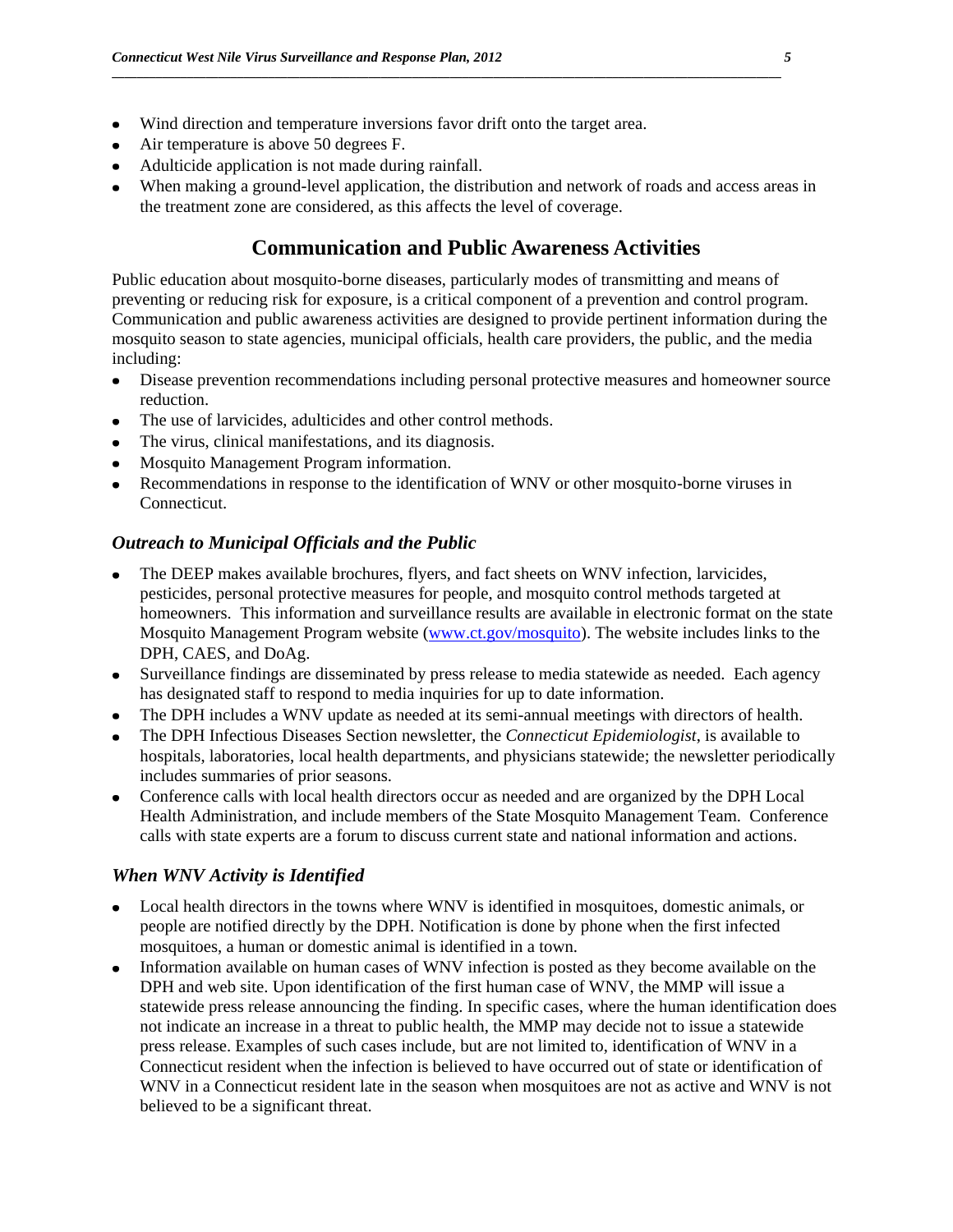- Wind direction and temperature inversions favor drift onto the target area.
- Air temperature is above 50 degrees F.
- Adulticide application is not made during rainfall.
- When making a ground-level application, the distribution and network of roads and access areas in the treatment zone are considered, as this affects the level of coverage.

## Communication and Public Awareness Activities

Public education about mosquito-borne diseases, particularly modes of transmitting and means of preventing or reducing risk for exposure, is a critical component of a prevention and control program. Communication and public awareness activities are designed to provide pertinent information during the mosquito season to state agencies, municipal officials, health care providers, the public, and the media including:

- Disease prevention recommendations including personal protective measures and homeowner source reduction.
- The use of larvicides, adulticides and other control methods.
- The virus, clinical manifestations, and its diagnosis.
- Mosquito Management Program information.
- Recommendations in response to the identification of WNV or other mosquito-borne viruses in Connecticut.

### *Outreach to Municipal Officials and the Public*

- The DEEP makes available brochures, flyers, and fact sheets on WNV infection, larvicides, pesticides, personal protective measures for people, and mosquito control methods targeted at homeowners. This information and surveillance results are available in electronic format on the state Mosquito Management Program website (www.ct.gov/mosquito). The website includes links to the DPH, CAES, and DoAg.
- Surveillance findings are disseminated by press release to media statewide as needed. Each agency has designated staff to respond to media inquiries for up to date information.
- The DPH includes a WNV update as needed at its semi-annual meetings with directors of health.
- The DPH Infectious Diseases Section newsletter, the *Connecticut Epidemiologist*, is available to hospitals, laboratories, local health departments, and physicians statewide; the newsletter periodically includes summaries of prior seasons.
- Conference calls with local health directors occur as needed and are organized by the DPH Local Health Administration, and include members of the State Mosquito Management Team. Conference calls with state experts are a forum to discuss current state and national information and actions.

### *When WNV Activity is Identified*

- Local health directors in the towns where WNV is identified in mosquitoes, domestic animals, or people are notified directly by the DPH. Notification is done by phone when the first infected mosquitoes, a human or domestic animal is identified in a town.
- Information available on human cases of WNV infection is posted as they become available on the DPH and web site. Upon identification of the first human case of WNV, the MMP will issue a statewide press release announcing the finding. In specific cases, where the human identification does not indicate an increase in a threat to public health, the MMP may decide not to issue a statewide press release. Examples of such cases include, but are not limited to, identification of WNV in a Connecticut resident when the infection is believed to have occurred out of state or identification of WNV in a Connecticut resident late in the season when mosquitoes are not as active and WNV is not believed to be a significant threat.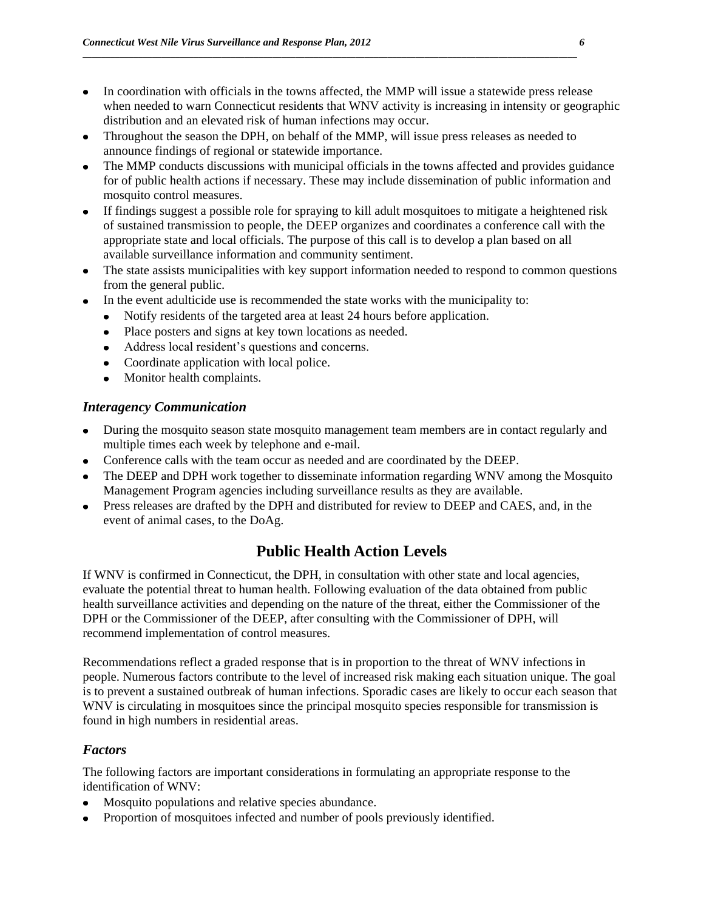- In coordination with officials in the towns affected, the MMP will issue a statewide press release when needed to warn Connecticut residents that WNV activity is increasing in intensity or geographic distribution and an elevated risk of human infections may occur.
- Throughout the season the DPH, on behalf of the MMP, will issue press releases as needed to announce findings of regional or statewide importance.
- The MMP conducts discussions with municipal officials in the towns affected and provides guidance for of public health actions if necessary. These may include dissemination of public information and mosquito control measures.
- If findings suggest a possible role for spraying to kill adult mosquitoes to mitigate a heightened risk of sustained transmission to people, the DEEP organizes and coordinates a conference call with the appropriate state and local officials. The purpose of this call is to develop a plan based on all available surveillance information and community sentiment.
- The state assists municipalities with key support information needed to respond to common questions from the general public.
- In the event adulticide use is recommended the state works with the municipality to:
  - Notify residents of the targeted area at least 24 hours before application.
  - Place posters and signs at key town locations as needed.
  - Address local resident's questions and concerns.
  - Coordinate application with local police.
  - Monitor health complaints.

### *Interagency Communication*

- During the mosquito season state mosquito management team members are in contact regularly and multiple times each week by telephone and e-mail.
- Conference calls with the team occur as needed and are coordinated by the DEEP.
- The DEEP and DPH work together to disseminate information regarding WNV among the Mosquito Management Program agencies including surveillance results as they are available.
- Press releases are drafted by the DPH and distributed for review to DEEP and CAES, and, in the event of animal cases, to the DoAg.

## Public Health Action Levels

If WNV is confirmed in Connecticut, the DPH, in consultation with other state and local agencies, evaluate the potential threat to human health. Following evaluation of the data obtained from public health surveillance activities and depending on the nature of the threat, either the Commissioner of the DPH or the Commissioner of the DEEP, after consulting with the Commissioner of DPH, will recommend implementation of control measures.

Recommendations reflect a graded response that is in proportion to the threat of WNV infections in people. Numerous factors contribute to the level of increased risk making each situation unique. The goal is to prevent a sustained outbreak of human infections. Sporadic cases are likely to occur each season that WNV is circulating in mosquitoes since the principal mosquito species responsible for transmission is found in high numbers in residential areas.

### *Factors*

The following factors are important considerations in formulating an appropriate response to the identification of WNV:

- Mosquito populations and relative species abundance.
- Proportion of mosquitoes infected and number of pools previously identified.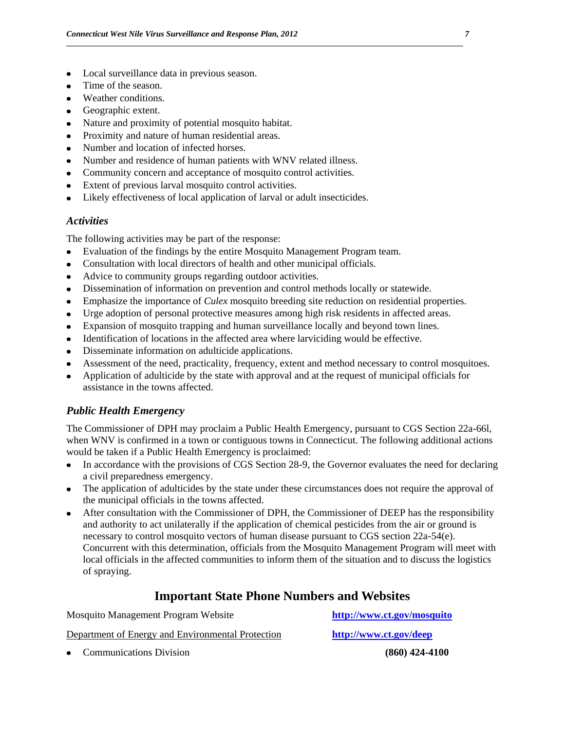- Local surveillance data in previous season.
- Time of the season.
- Weather conditions.
- Geographic extent.
- Nature and proximity of potential mosquito habitat.
- Proximity and nature of human residential areas.
- Number and location of infected horses.
- Number and residence of human patients with WNV related illness.
- Community concern and acceptance of mosquito control activities.
- Extent of previous larval mosquito control activities.
- Likely effectiveness of local application of larval or adult insecticides.

### *Activities*

The following activities may be part of the response:

- Evaluation of the findings by the entire Mosquito Management Program team.
- Consultation with local directors of health and other municipal officials.
- Advice to community groups regarding outdoor activities.
- Dissemination of information on prevention and control methods locally or statewide.
- Emphasize the importance of *Culex* mosquito breeding site reduction on residential properties.
- Urge adoption of personal protective measures among high risk residents in affected areas.
- Expansion of mosquito trapping and human surveillance locally and beyond town lines.
- Identification of locations in the affected area where larviciding would be effective.
- Disseminate information on adulticide applications.
- Assessment of the need, practicality, frequency, extent and method necessary to control mosquitoes.
- Application of adulticide by the state with approval and at the request of municipal officials for assistance in the towns affected.

### *Public Health Emergency*

The Commissioner of DPH may proclaim a Public Health Emergency, pursuant to CGS Section 22a-66l, when WNV is confirmed in a town or contiguous towns in Connecticut. The following additional actions would be taken if a Public Health Emergency is proclaimed:

- In accordance with the provisions of CGS Section 28-9, the Governor evaluates the need for declaring a civil preparedness emergency.
- The application of adulticides by the state under these circumstances does not require the approval of the municipal officials in the towns affected.
- After consultation with the Commissioner of DPH, the Commissioner of DEEP has the responsibility and authority to act unilaterally if the application of chemical pesticides from the air or ground is necessary to control mosquito vectors of human disease pursuant to CGS section 22a-54(e). Concurrent with this determination, officials from the Mosquito Management Program will meet with local officials in the affected communities to inform them of the situation and to discuss the logistics of spraying.

## Important State Phone Numbers and Websites

Mosquito Management Program Website — **http://www.ct.gov/mosquito**

Department of Energy and Environmental Protection — **http://www.ct.gov/deep**

- Communications Division — **(860) 424-4100**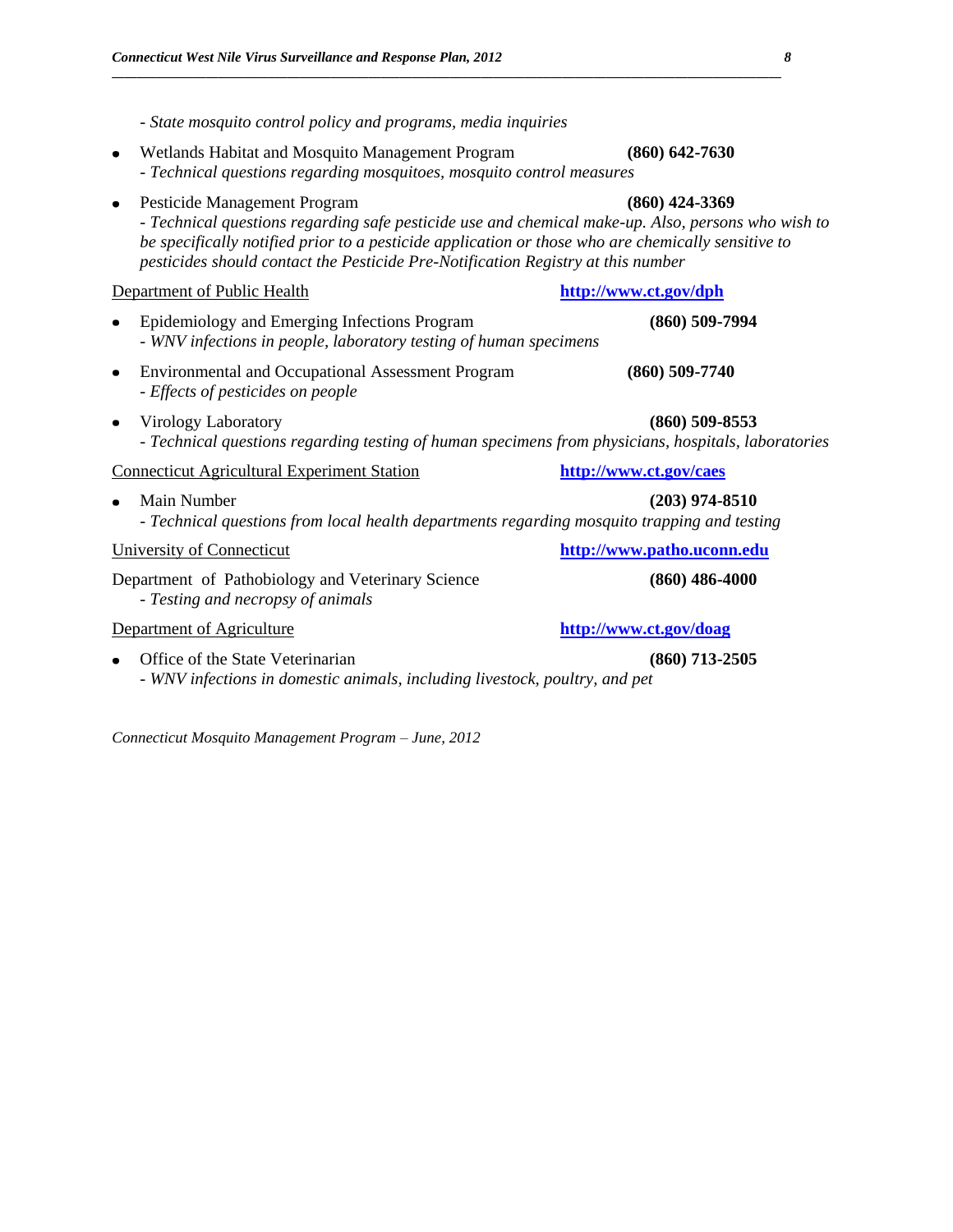- *State mosquito control policy and programs, media inquiries*

- Wetlands Habitat and Mosquito Management Program **(860) 642-7630**
  - *Technical questions regarding mosquitoes, mosquito control measures*

- Pesticide Management Program **(860) 424-3369**
  - *Technical questions regarding safe pesticide use and chemical make-up. Also, persons who wish to be specifically notified prior to a pesticide application or those who are chemically sensitive to pesticides should contact the Pesticide Pre-Notification Registry at this number*

<u>Department of Public Health</u> **[http://www.ct.gov/dph](http://www.ct.gov/dph)**

- Epidemiology and Emerging Infections Program **(860) 509-7994**
  - *WNV infections in people, laboratory testing of human specimens*

- Environmental and Occupational Assessment Program **(860) 509-7740**
  - *Effects of pesticides on people*

- Virology Laboratory **(860) 509-8553**
  - *Technical questions regarding testing of human specimens from physicians, hospitals, laboratories*

<u>Connecticut Agricultural Experiment Station</u> **[http://www.ct.gov/caes](http://www.ct.gov/caes)**

- Main Number **(203) 974-8510**
  - *Technical questions from local health departments regarding mosquito trapping and testing*

<u>University of Connecticut</u> **[http://www.patho.uconn.edu](http://www.patho.uconn.edu)**

Department of Pathobiology and Veterinary Science **(860) 486-4000**
- *Testing and necropsy of animals*

<u>Department of Agriculture</u> **[http://www.ct.gov/doag](http://www.ct.gov/doag)**

- Office of the State Veterinarian **(860) 713-2505**
  - *WNV infections in domestic animals, including livestock, poultry, and pet*

*Connecticut Mosquito Management Program – June, 2012*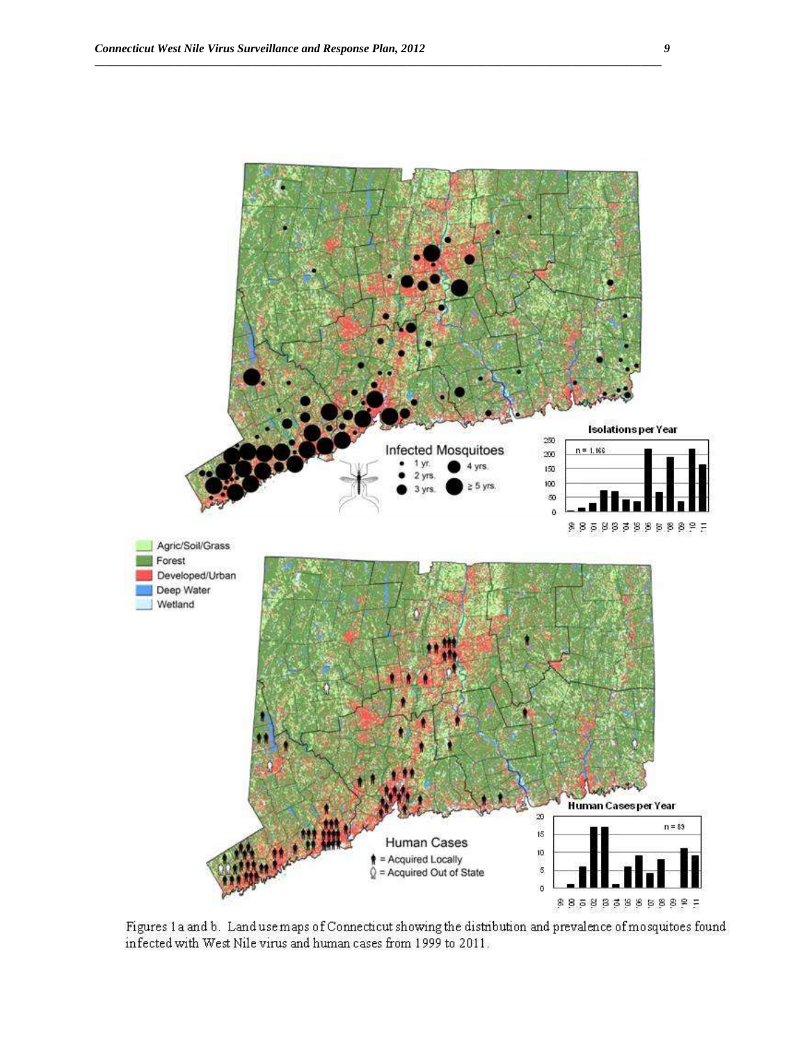Figures 1a and b. Land use maps of Connecticut showing the distribution and prevalence of mosquitoes found infected with West Nile virus and human cases from 1999 to 2011.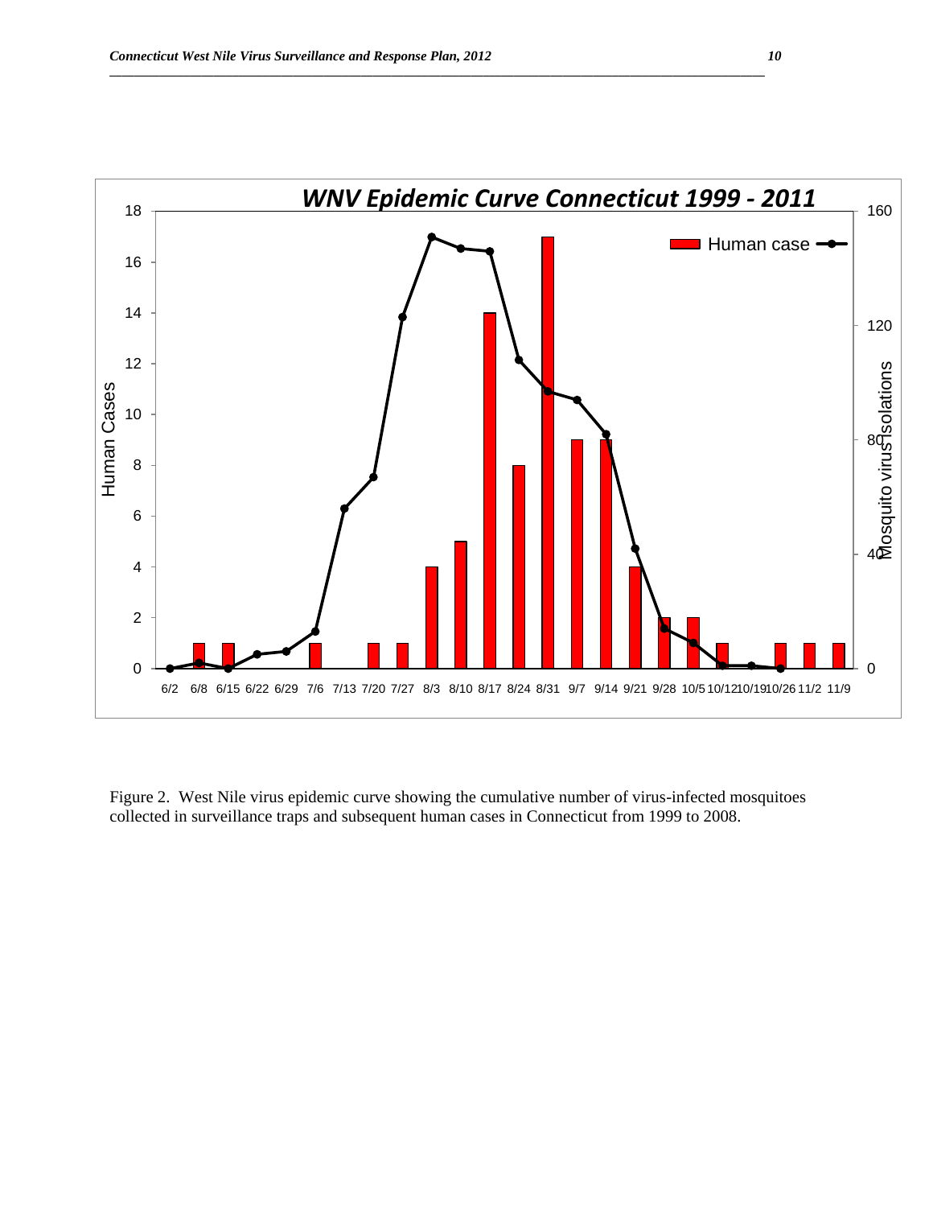**WNV Epidemic Curve Connecticut 1999 - 2011**

Human Cases

18
16
14
12
10
8
6
4
2
0

Mosquito virus isolations

160
120
80
40
0

Human case

6/2 6/8 6/15 6/22 6/29 7/6 7/13 7/20 7/27 8/3 8/10 8/17 8/24 8/31 9/7 9/14 9/21 9/28 10/5 10/12 10/19 10/26 11/2 11/9

Figure 2. West Nile virus epidemic curve showing the cumulative number of virus-infected mosquitoes collected in surveillance traps and subsequent human cases in Connecticut from 1999 to 2008.